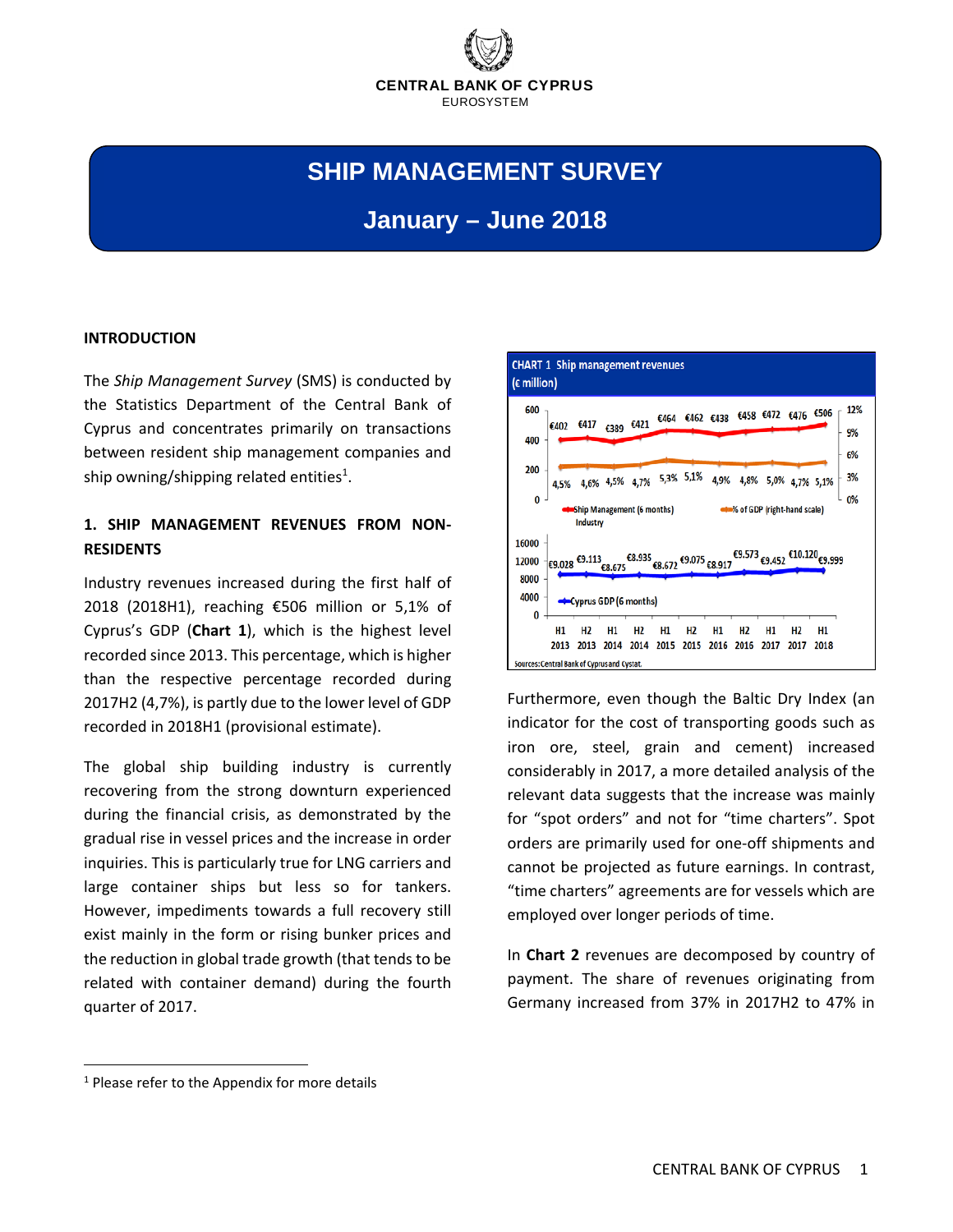CENTRAL BANK OF CYPRUS
EUROSYSTEM

# SHIP MANAGEMENT SURVEY

## January – June 2018

### INTRODUCTION

The *Ship Management Survey* (SMS) is conducted by the Statistics Department of the Central Bank of Cyprus and concentrates primarily on transactions between resident ship management companies and ship owning/shipping related entities[1].

### 1. SHIP MANAGEMENT REVENUES FROM NON-RESIDENTS

Industry revenues increased during the first half of 2018 (2018H1), reaching €506 million or 5,1% of Cyprus's GDP (**Chart 1**), which is the highest level recorded since 2013. This percentage, which is higher than the respective percentage recorded during 2017H2 (4,7%), is partly due to the lower level of GDP recorded in 2018H1 (provisional estimate).

The global ship building industry is currently recovering from the strong downturn experienced during the financial crisis, as demonstrated by the gradual rise in vessel prices and the increase in order inquiries. This is particularly true for LNG carriers and large container ships but less so for tankers. However, impediments towards a full recovery still exist mainly in the form or rising bunker prices and the reduction in global trade growth (that tends to be related with container demand) during the fourth quarter of 2017.

CHART 1 Ship management revenues (€ million)

| | H1 2013 | H2 2013 | H1 2014 | H2 2014 | H1 2015 | H2 2015 | H1 2016 | H2 2016 | H1 2017 | H2 2017 | H1 2018 |
|---|---|---|---|---|---|---|---|---|---|---|---|
| Ship Management Industry (6 months) | €402 | €417 | €389 | €421 | €464 | €462 | €438 | €458 | €472 | €476 | €506 |
| % of GDP (right-hand scale) | 4,5% | 4,6% | 4,5% | 4,7% | 5,3% | 5,1% | 4,9% | 4,8% | 5,0% | 4,7% | 5,1% |
| Cyprus GDP (6 months) | €9.028 | €9.113 | €8.675 | €8.935 | €8.672 | €9.075 | €8.917 | €9.573 | €9.452 | €10.120 | €9.999 |

Sources: Central Bank of Cyprus and Cystat.

Furthermore, even though the Baltic Dry Index (an indicator for the cost of transporting goods such as iron ore, steel, grain and cement) increased considerably in 2017, a more detailed analysis of the relevant data suggests that the increase was mainly for "spot orders" and not for "time charters". Spot orders are primarily used for one-off shipments and cannot be projected as future earnings. In contrast, "time charters" agreements are for vessels which are employed over longer periods of time.

In **Chart 2** revenues are decomposed by country of payment. The share of revenues originating from Germany increased from 37% in 2017H2 to 47% in

[1] Please refer to the Appendix for more details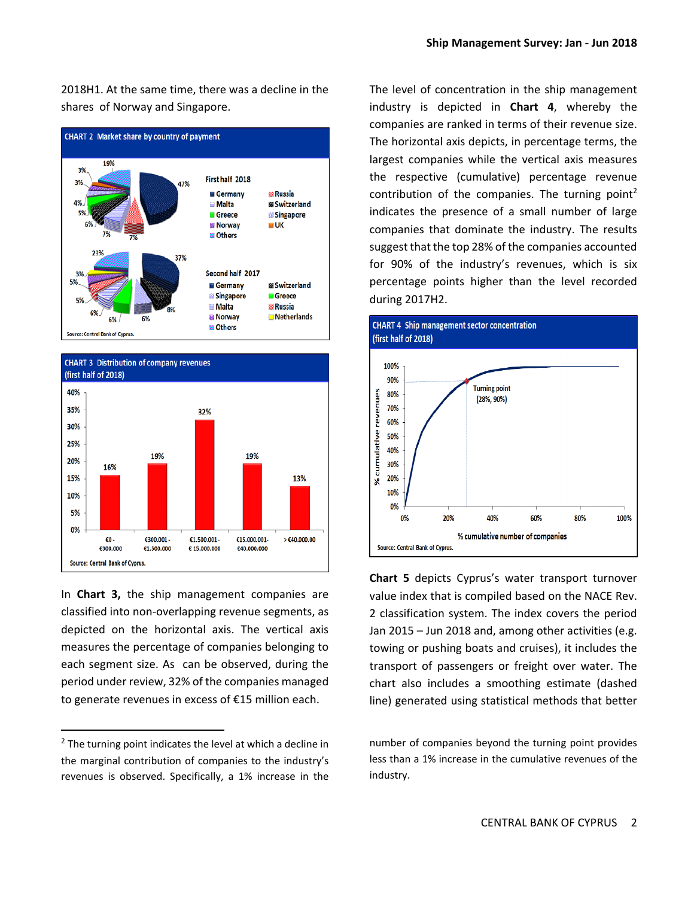2018H1. At the same time, there was a decline in the shares of Norway and Singapore.

CHART 2 Market share by country of payment

First half 2018: Germany 47%, Malta, Greece, Norway, Others, Russia, Switzerland, Singapore, UK (segments: 19%, 3%, 3%, 4%, 5%, 6%, 7%, 7%)

Second half 2017: Germany 37%, Singapore, Malta, Norway, Others, Switzerland, Greece, Russia, Netherlands (segments: 23%, 3%, 5%, 5%, 6%, 6%, 6%, 8%)

Source: Central Bank of Cyprus.

CHART 3 Distribution of company revenues (first half of 2018)

| Revenue segment | % of companies |
|---|---|
| €0 - €300.000 | 16% |
| €300.001 - €1.500.000 | 19% |
| €1.500.001 - € 15.000.000 | 32% |
| €15.000.001- €40.000.000 | 19% |
| > €40.000.00 | 13% |

Source: Central Bank of Cyprus.

In **Chart 3,** the ship management companies are classified into non-overlapping revenue segments, as depicted on the horizontal axis. The vertical axis measures the percentage of companies belonging to each segment size. As can be observed, during the period under review, 32% of the companies managed to generate revenues in excess of €15 million each.

The level of concentration in the ship management industry is depicted in **Chart 4**, whereby the companies are ranked in terms of their revenue size. The horizontal axis depicts, in percentage terms, the largest companies while the vertical axis measures the respective (cumulative) percentage revenue contribution of the companies. The turning point[2] indicates the presence of a small number of large companies that dominate the industry. The results suggest that the top 28% of the companies accounted for 90% of the industry's revenues, which is six percentage points higher than the level recorded during 2017H2.

CHART 4 Ship management sector concentration (first half of 2018)

Turning point (28%, 90%)

Vertical axis: % cumulative revenues; horizontal axis: % cumulative number of companies

Source: Central Bank of Cyprus.

**Chart 5** depicts Cyprus's water transport turnover value index that is compiled based on the NACE Rev. 2 classification system. The index covers the period Jan 2015 – Jun 2018 and, among other activities (e.g. towing or pushing boats and cruises), it includes the transport of passengers or freight over water. The chart also includes a smoothing estimate (dashed line) generated using statistical methods that better

[2] The turning point indicates the level at which a decline in the marginal contribution of companies to the industry's revenues is observed. Specifically, a 1% increase in the number of companies beyond the turning point provides less than a 1% increase in the cumulative revenues of the industry.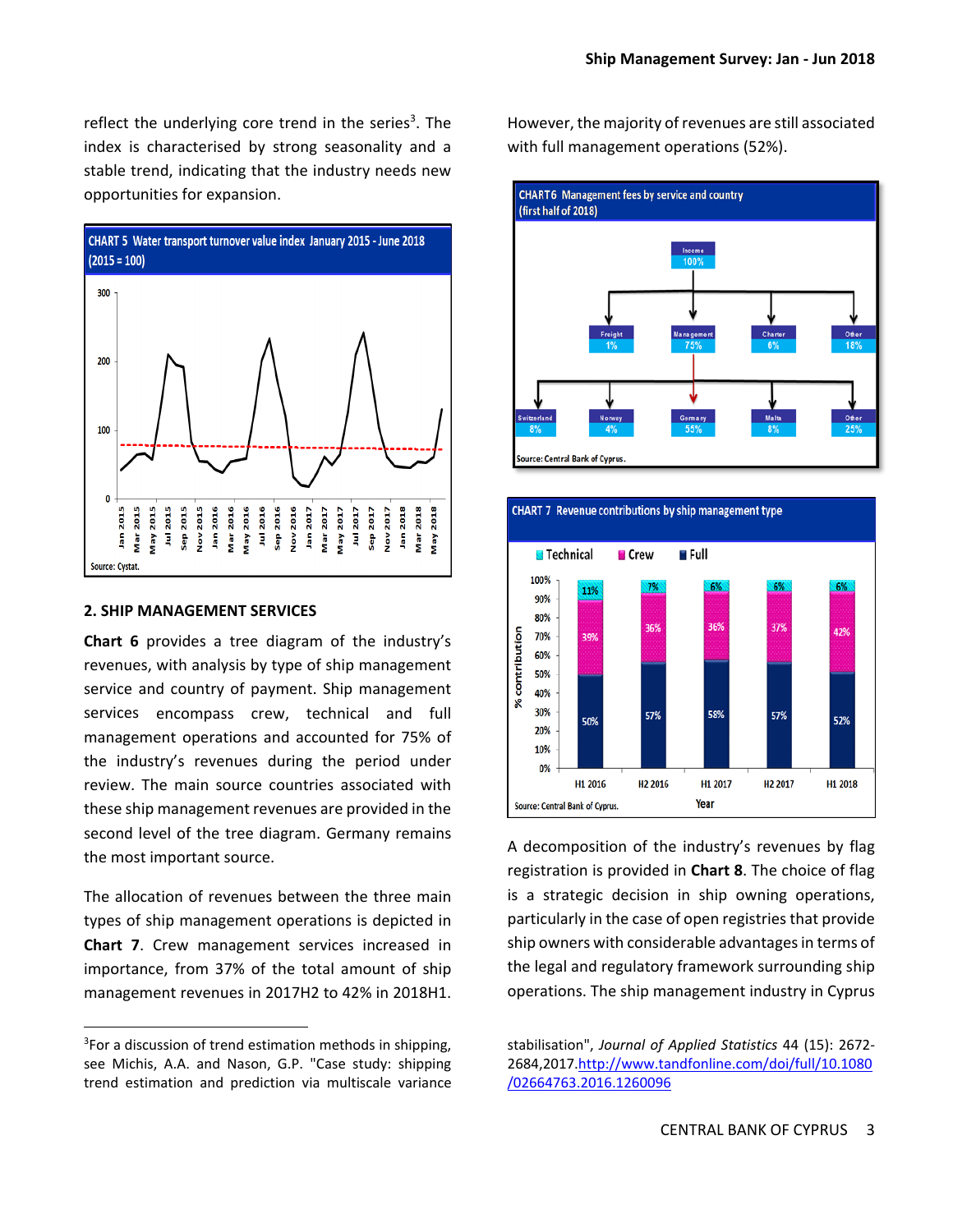reflect the underlying core trend in the series[3]. The index is characterised by strong seasonality and a stable trend, indicating that the industry needs new opportunities for expansion.

CHART 5 Water transport turnover value index January 2015 - June 2018 (2015 = 100)

Source: Cystat.

## 2. SHIP MANAGEMENT SERVICES

**Chart 6** provides a tree diagram of the industry's revenues, with analysis by type of ship management service and country of payment. Ship management services encompass crew, technical and full management operations and accounted for 75% of the industry's revenues during the period under review. The main source countries associated with these ship management revenues are provided in the second level of the tree diagram. Germany remains the most important source.

The allocation of revenues between the three main types of ship management operations is depicted in **Chart 7**. Crew management services increased in importance, from 37% of the total amount of ship management revenues in 2017H2 to 42% in 2018H1. However, the majority of revenues are still associated with full management operations (52%).

CHART6 Management fees by service and country (first half of 2018)

Source: Central Bank of Cyprus.

CHART 7 Revenue contributions by ship management type

Source: Central Bank of Cyprus.

A decomposition of the industry's revenues by flag registration is provided in **Chart 8**. The choice of flag is a strategic decision in ship owning operations, particularly in the case of open registries that provide ship owners with considerable advantages in terms of the legal and regulatory framework surrounding ship operations. The ship management industry in Cyprus

---

[3]For a discussion of trend estimation methods in shipping, see Michis, A.A. and Nason, G.P. "Case study: shipping trend estimation and prediction via multiscale variance stabilisation", *Journal of Applied Statistics* 44 (15): 2672-2684,2017.http://www.tandfonline.com/doi/full/10.1080/02664763.2016.1260096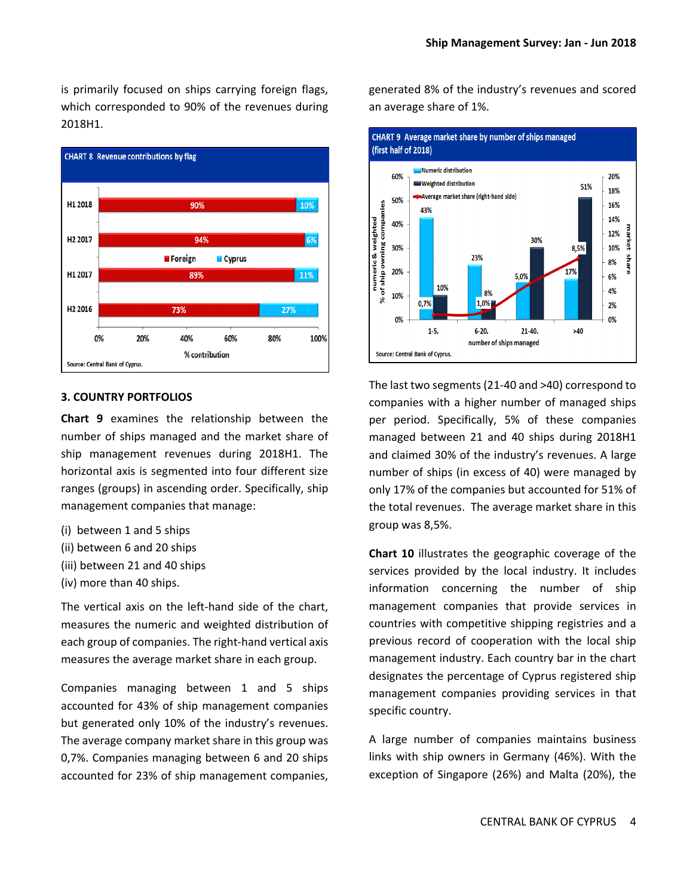is primarily focused on ships carrying foreign flags, which corresponded to 90% of the revenues during 2018H1.

CHART 8 Revenue contributions by flag

| | Foreign | Cyprus |
|---|---|---|
| H1 2018 | 90% | 10% |
| H2 2017 | 94% | 6% |
| H1 2017 | 89% | 11% |
| H2 2016 | 73% | 27% |

Source: Central Bank of Cyprus.

## 3. COUNTRY PORTFOLIOS

**Chart 9** examines the relationship between the number of ships managed and the market share of ship management revenues during 2018H1. The horizontal axis is segmented into four different size ranges (groups) in ascending order. Specifically, ship management companies that manage:

(i) between 1 and 5 ships
(ii) between 6 and 20 ships
(iii) between 21 and 40 ships
(iv) more than 40 ships.

The vertical axis on the left-hand side of the chart, measures the numeric and weighted distribution of each group of companies. The right-hand vertical axis measures the average market share in each group.

Companies managing between 1 and 5 ships accounted for 43% of ship management companies but generated only 10% of the industry's revenues. The average company market share in this group was 0,7%. Companies managing between 6 and 20 ships accounted for 23% of ship management companies, generated 8% of the industry's revenues and scored an average share of 1%.

CHART 9 Average market share by number of ships managed (first half of 2018)

| Number of ships managed | Numeric distribution | Weighted distribution | Average market share (right-hand side) |
|---|---|---|---|
| 1-5 | 43% | 10% | 0,7% |
| 6-20 | 23% | 8% | 1,0% |
| 21-40 | 5,0% | 30% | |
| >40 | 17% | 51% | 8,5% |

Source: Central Bank of Cyprus.

The last two segments (21-40 and >40) correspond to companies with a higher number of managed ships per period. Specifically, 5% of these companies managed between 21 and 40 ships during 2018H1 and claimed 30% of the industry's revenues. A large number of ships (in excess of 40) were managed by only 17% of the companies but accounted for 51% of the total revenues. The average market share in this group was 8,5%.

**Chart 10** illustrates the geographic coverage of the services provided by the local industry. It includes information concerning the number of ship management companies that provide services in countries with competitive shipping registries and a previous record of cooperation with the local ship management industry. Each country bar in the chart designates the percentage of Cyprus registered ship management companies providing services in that specific country.

A large number of companies maintains business links with ship owners in Germany (46%). With the exception of Singapore (26%) and Malta (20%), the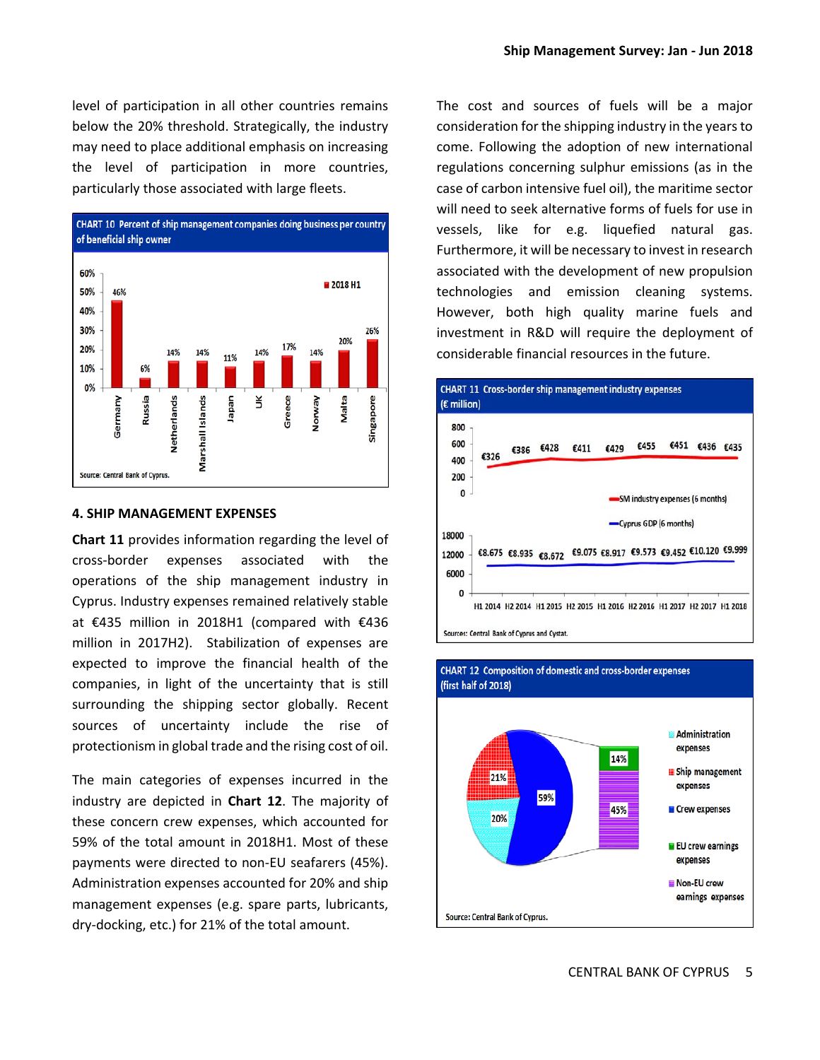level of participation in all other countries remains below the 20% threshold. Strategically, the industry may need to place additional emphasis on increasing the level of participation in more countries, particularly those associated with large fleets.

**CHART 10 Percent of ship management companies doing business per country of beneficial ship owner**

| Country | 2018 H1 |
| --- | --- |
| Germany | 46% |
| Russia | 6% |
| Netherlands | 14% |
| Marshall Islands | 14% |
| Japan | 11% |
| UK | 14% |
| Greece | 17% |
| Norway | 14% |
| Malta | 20% |
| Singapore | 26% |

Source: Central Bank of Cyprus.

## 4. SHIP MANAGEMENT EXPENSES

**Chart 11** provides information regarding the level of cross-border expenses associated with the operations of the ship management industry in Cyprus. Industry expenses remained relatively stable at €435 million in 2018H1 (compared with €436 million in 2017H2). Stabilization of expenses are expected to improve the financial health of the companies, in light of the uncertainty that is still surrounding the shipping sector globally. Recent sources of uncertainty include the rise of protectionism in global trade and the rising cost of oil.

The main categories of expenses incurred in the industry are depicted in **Chart 12**. The majority of these concern crew expenses, which accounted for 59% of the total amount in 2018H1. Most of these payments were directed to non-EU seafarers (45%). Administration expenses accounted for 20% and ship management expenses (e.g. spare parts, lubricants, dry-docking, etc.) for 21% of the total amount.

The cost and sources of fuels will be a major consideration for the shipping industry in the years to come. Following the adoption of new international regulations concerning sulphur emissions (as in the case of carbon intensive fuel oil), the maritime sector will need to seek alternative forms of fuels for use in vessels, like for e.g. liquefied natural gas. Furthermore, it will be necessary to invest in research associated with the development of new propulsion technologies and emission cleaning systems. However, both high quality marine fuels and investment in R&D will require the deployment of considerable financial resources in the future.

**CHART 11 Cross-border ship management industry expenses (€ million)**

| | H1 2014 | H2 2014 | H1 2015 | H2 2015 | H1 2016 | H2 2016 | H1 2017 | H2 2017 | H1 2018 |
| --- | --- | --- | --- | --- | --- | --- | --- | --- | --- |
| SM industry expenses (6 months) | €326 | €386 | €428 | €411 | €429 | €455 | €451 | €436 | €435 |
| Cyprus GDP (6 months) | €8.675 | €8.935 | €8.672 | €9.075 | €8.917 | €9.573 | €9.452 | €10.120 | €9.999 |

Sources: Central Bank of Cyprus and Cystat.

**CHART 12 Composition of domestic and cross-border expenses (first half of 2018)**

| Category | Share |
| --- | --- |
| Administration expenses | 20% |
| Ship management expenses | 21% |
| Crew expenses | 59% |
| EU crew earnings expenses | 14% |
| Non-EU crew earnings expenses | 45% |

Source: Central Bank of Cyprus.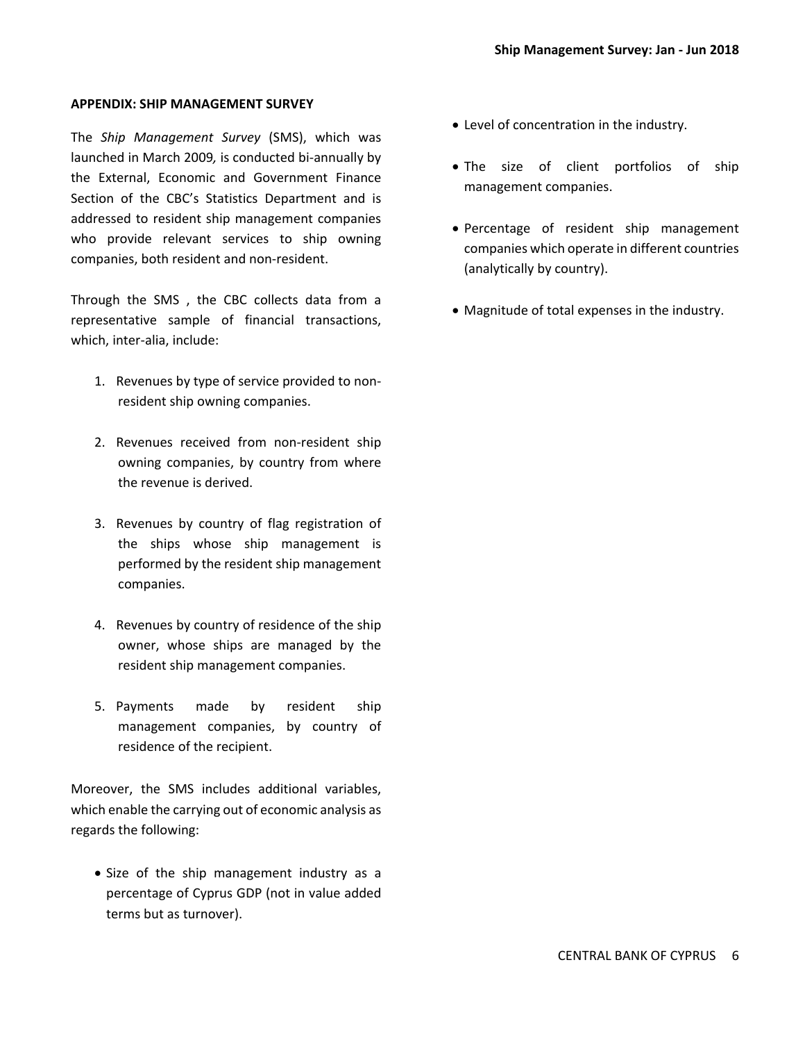## APPENDIX: SHIP MANAGEMENT SURVEY

The *Ship Management Survey* (SMS), which was launched in March 2009, is conducted bi-annually by the External, Economic and Government Finance Section of the CBC's Statistics Department and is addressed to resident ship management companies who provide relevant services to ship owning companies, both resident and non-resident.

Through the SMS , the CBC collects data from a representative sample of financial transactions, which, inter-alia, include:

1. Revenues by type of service provided to non-resident ship owning companies.
2. Revenues received from non-resident ship owning companies, by country from where the revenue is derived.
3. Revenues by country of flag registration of the ships whose ship management is performed by the resident ship management companies.
4. Revenues by country of residence of the ship owner, whose ships are managed by the resident ship management companies.
5. Payments made by resident ship management companies, by country of residence of the recipient.

Moreover, the SMS includes additional variables, which enable the carrying out of economic analysis as regards the following:

- Size of the ship management industry as a percentage of Cyprus GDP (not in value added terms but as turnover).
- Level of concentration in the industry.
- The size of client portfolios of ship management companies.
- Percentage of resident ship management companies which operate in different countries (analytically by country).
- Magnitude of total expenses in the industry.